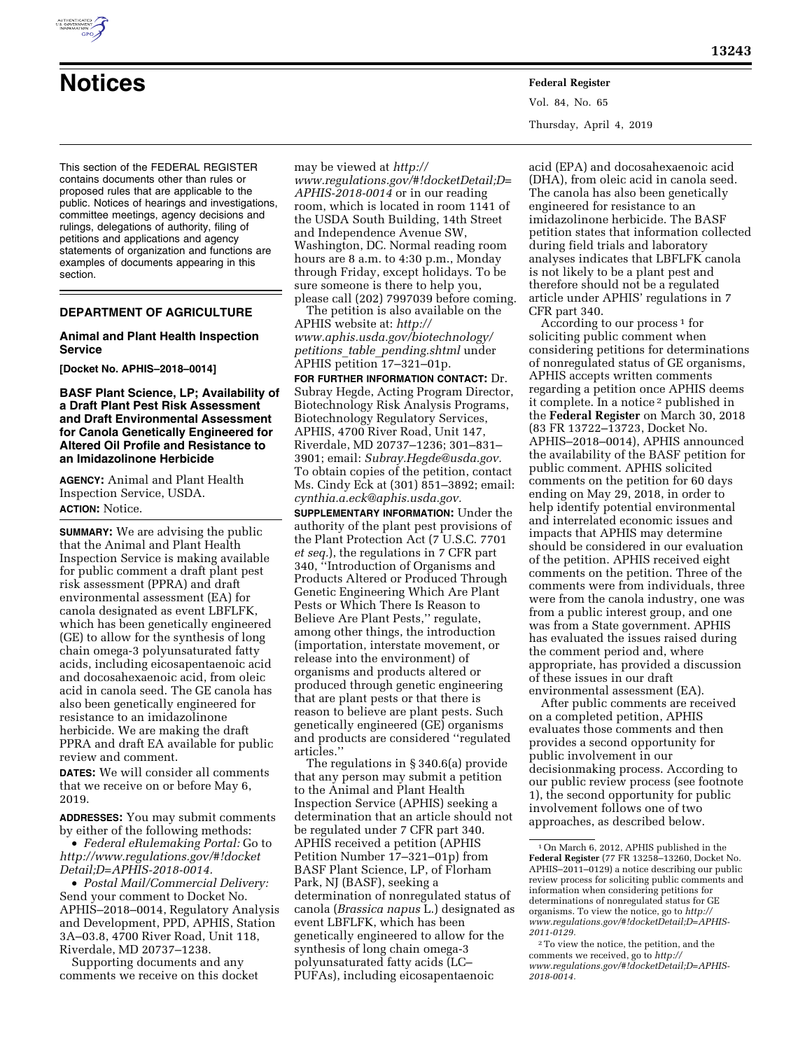# Notices

This section of the FEDERAL REGISTER contains documents other than rules or proposed rules that are applicable to the public. Notices of hearings and investigations, committee meetings, agency decisions and rulings, delegations of authority, filing of petitions and applications and agency statements of organization and functions are examples of documents appearing in this section.

## DEPARTMENT OF AGRICULTURE

### Animal and Plant Health Inspection Service

**[Docket No. APHIS–2018–0014]**

### BASF Plant Science, LP; Availability of a Draft Plant Pest Risk Assessment and Draft Environmental Assessment for Canola Genetically Engineered for Altered Oil Profile and Resistance to an Imidazolinone Herbicide

**AGENCY:** Animal and Plant Health Inspection Service, USDA.

**ACTION:** Notice.

**SUMMARY:** We are advising the public that the Animal and Plant Health Inspection Service is making available for public comment a draft plant pest risk assessment (PPRA) and draft environmental assessment (EA) for canola designated as event LBFLFK, which has been genetically engineered (GE) to allow for the synthesis of long chain omega-3 polyunsaturated fatty acids, including eicosapentaenoic acid and docosahexaenoic acid, from oleic acid in canola seed. The GE canola has also been genetically engineered for resistance to an imidazolinone herbicide. We are making the draft PPRA and draft EA available for public review and comment.

**DATES:** We will consider all comments that we receive on or before May 6, 2019.

**ADDRESSES:** You may submit comments by either of the following methods:

- *Federal eRulemaking Portal:* Go to *http://www.regulations.gov/#!docketDetail;D=APHIS-2018-0014.*
- *Postal Mail/Commercial Delivery:* Send your comment to Docket No. APHIS–2018–0014, Regulatory Analysis and Development, PPD, APHIS, Station 3A–03.8, 4700 River Road, Unit 118, Riverdale, MD 20737–1238.

Supporting documents and any comments we receive on this docket may be viewed at *http://www.regulations.gov/#!docketDetail;D=APHIS-2018-0014* or in our reading room, which is located in room 1141 of the USDA South Building, 14th Street and Independence Avenue SW, Washington, DC. Normal reading room hours are 8 a.m. to 4:30 p.m., Monday through Friday, except holidays. To be sure someone is there to help you, please call (202) 7997039 before coming.

The petition is also available on the APHIS website at: *http://www.aphis.usda.gov/biotechnology/petitions_table_pending.shtml* under APHIS petition 17–321–01p.

**FOR FURTHER INFORMATION CONTACT:** Dr. Subray Hegde, Acting Program Director, Biotechnology Risk Analysis Programs, Biotechnology Regulatory Services, APHIS, 4700 River Road, Unit 147, Riverdale, MD 20737–1236; 301–831–3901; email: *Subray.Hegde@usda.gov.* To obtain copies of the petition, contact Ms. Cindy Eck at (301) 851–3892; email: *cynthia.a.eck@aphis.usda.gov.*

**SUPPLEMENTARY INFORMATION:** Under the authority of the plant pest provisions of the Plant Protection Act (7 U.S.C. 7701 *et seq.*), the regulations in 7 CFR part 340, ''Introduction of Organisms and Products Altered or Produced Through Genetic Engineering Which Are Plant Pests or Which There Is Reason to Believe Are Plant Pests,'' regulate, among other things, the introduction (importation, interstate movement, or release into the environment) of organisms and products altered or produced through genetic engineering that are plant pests or that there is reason to believe are plant pests. Such genetically engineered (GE) organisms and products are considered ''regulated articles.''

The regulations in § 340.6(a) provide that any person may submit a petition to the Animal and Plant Health Inspection Service (APHIS) seeking a determination that an article should not be regulated under 7 CFR part 340. APHIS received a petition (APHIS Petition Number 17–321–01p) from BASF Plant Science, LP, of Florham Park, NJ (BASF), seeking a determination of nonregulated status of canola (*Brassica napus* L.) designated as event LBFLFK, which has been genetically engineered to allow for the synthesis of long chain omega-3 polyunsaturated fatty acids (LC–PUFAs), including eicosapentaenoic acid (EPA) and docosahexaenoic acid (DHA), from oleic acid in canola seed. The canola has also been genetically engineered for resistance to an imidazolinone herbicide. The BASF petition states that information collected during field trials and laboratory analyses indicates that LBFLFK canola is not likely to be a plant pest and therefore should not be a regulated article under APHIS' regulations in 7 CFR part 340.

According to our process [1] for soliciting public comment when considering petitions for determinations of nonregulated status of GE organisms, APHIS accepts written comments regarding a petition once APHIS deems it complete. In a notice [2] published in the **Federal Register** on March 30, 2018 (83 FR 13722–13723, Docket No. APHIS–2018–0014), APHIS announced the availability of the BASF petition for public comment. APHIS solicited comments on the petition for 60 days ending on May 29, 2018, in order to help identify potential environmental and interrelated economic issues and impacts that APHIS may determine should be considered in our evaluation of the petition. APHIS received eight comments on the petition. Three of the comments were from individuals, three were from the canola industry, one was from a public interest group, and one was from a State government. APHIS has evaluated the issues raised during the comment period and, where appropriate, has provided a discussion of these issues in our draft environmental assessment (EA).

After public comments are received on a completed petition, APHIS evaluates those comments and then provides a second opportunity for public involvement in our decisionmaking process. According to our public review process (see footnote 1), the second opportunity for public involvement follows one of two approaches, as described below.

---

[1] On March 6, 2012, APHIS published in the **Federal Register** (77 FR 13258–13260, Docket No. APHIS–2011–0129) a notice describing our public review process for soliciting public comments and information when considering petitions for determinations of nonregulated status for GE organisms. To view the notice, go to *http://www.regulations.gov/#!docketDetail;D=APHIS-2011-0129.*

[2] To view the notice, the petition, and the comments we received, go to *http://www.regulations.gov/#!docketDetail;D=APHIS-2018-0014.*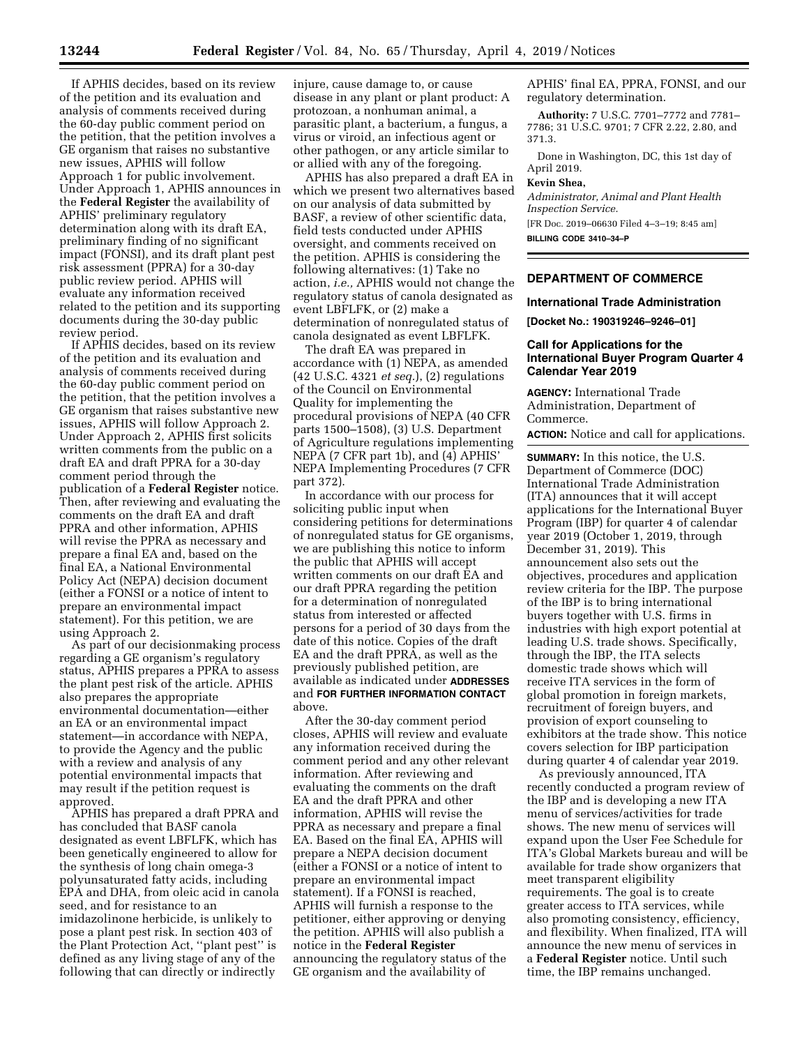If APHIS decides, based on its review of the petition and its evaluation and analysis of comments received during the 60-day public comment period on the petition, that the petition involves a GE organism that raises no substantive new issues, APHIS will follow Approach 1 for public involvement. Under Approach 1, APHIS announces in the **Federal Register** the availability of APHIS' preliminary regulatory determination along with its draft EA, preliminary finding of no significant impact (FONSI), and its draft plant pest risk assessment (PPRA) for a 30-day public review period. APHIS will evaluate any information received related to the petition and its supporting documents during the 30-day public review period.

If APHIS decides, based on its review of the petition and its evaluation and analysis of comments received during the 60-day public comment period on the petition, that the petition involves a GE organism that raises substantive new issues, APHIS will follow Approach 2. Under Approach 2, APHIS first solicits written comments from the public on a draft EA and draft PPRA for a 30-day comment period through the publication of a **Federal Register** notice. Then, after reviewing and evaluating the comments on the draft EA and draft PPRA and other information, APHIS will revise the PPRA as necessary and prepare a final EA and, based on the final EA, a National Environmental Policy Act (NEPA) decision document (either a FONSI or a notice of intent to prepare an environmental impact statement). For this petition, we are using Approach 2.

As part of our decisionmaking process regarding a GE organism's regulatory status, APHIS prepares a PPRA to assess the plant pest risk of the article. APHIS also prepares the appropriate environmental documentation—either an EA or an environmental impact statement—in accordance with NEPA, to provide the Agency and the public with a review and analysis of any potential environmental impacts that may result if the petition request is approved.

APHIS has prepared a draft PPRA and has concluded that BASF canola designated as event LBFLFK, which has been genetically engineered to allow for the synthesis of long chain omega-3 polyunsaturated fatty acids, including EPA and DHA, from oleic acid in canola seed, and for resistance to an imidazolinone herbicide, is unlikely to pose a plant pest risk. In section 403 of the Plant Protection Act, "plant pest" is defined as any living stage of any of the following that can directly or indirectly injure, cause damage to, or cause disease in any plant or plant product: A protozoan, a nonhuman animal, a parasitic plant, a bacterium, a fungus, a virus or viroid, an infectious agent or other pathogen, or any article similar to or allied with any of the foregoing.

APHIS has also prepared a draft EA in which we present two alternatives based on our analysis of data submitted by BASF, a review of other scientific data, field tests conducted under APHIS oversight, and comments received on the petition. APHIS is considering the following alternatives: (1) Take no action, *i.e.,* APHIS would not change the regulatory status of canola designated as event LBFLFK, or (2) make a determination of nonregulated status of canola designated as event LBFLFK.

The draft EA was prepared in accordance with (1) NEPA, as amended (42 U.S.C. 4321 *et seq.*), (2) regulations of the Council on Environmental Quality for implementing the procedural provisions of NEPA (40 CFR parts 1500–1508), (3) U.S. Department of Agriculture regulations implementing NEPA (7 CFR part 1b), and (4) APHIS' NEPA Implementing Procedures (7 CFR part 372).

In accordance with our process for soliciting public input when considering petitions for determinations of nonregulated status for GE organisms, we are publishing this notice to inform the public that APHIS will accept written comments on our draft EA and our draft PPRA regarding the petition for a determination of nonregulated status from interested or affected persons for a period of 30 days from the date of this notice. Copies of the draft EA and the draft PPRA, as well as the previously published petition, are available as indicated under **ADDRESSES** and **FOR FURTHER INFORMATION CONTACT** above.

After the 30-day comment period closes, APHIS will review and evaluate any information received during the comment period and any other relevant information. After reviewing and evaluating the comments on the draft EA and the draft PPRA and other information, APHIS will revise the PPRA as necessary and prepare a final EA. Based on the final EA, APHIS will prepare a NEPA decision document (either a FONSI or a notice of intent to prepare an environmental impact statement). If a FONSI is reached, APHIS will furnish a response to the petitioner, either approving or denying the petition. APHIS will also publish a notice in the **Federal Register** announcing the regulatory status of the GE organism and the availability of APHIS' final EA, PPRA, FONSI, and our regulatory determination.

**Authority:** 7 U.S.C. 7701–7772 and 7781–7786; 31 U.S.C. 9701; 7 CFR 2.22, 2.80, and 371.3.

Done in Washington, DC, this 1st day of April 2019.

**Kevin Shea,**

*Administrator, Animal and Plant Health Inspection Service.*

[FR Doc. 2019–06630 Filed 4–3–19; 8:45 am]

**BILLING CODE 3410–34–P**

## DEPARTMENT OF COMMERCE

### International Trade Administration

**[Docket No.: 190319246–9246–01]**

### Call for Applications for the International Buyer Program Quarter 4 Calendar Year 2019

**AGENCY:** International Trade Administration, Department of Commerce.

**ACTION:** Notice and call for applications.

**SUMMARY:** In this notice, the U.S. Department of Commerce (DOC) International Trade Administration (ITA) announces that it will accept applications for the International Buyer Program (IBP) for quarter 4 of calendar year 2019 (October 1, 2019, through December 31, 2019). This announcement also sets out the objectives, procedures and application review criteria for the IBP. The purpose of the IBP is to bring international buyers together with U.S. firms in industries with high export potential at leading U.S. trade shows. Specifically, through the IBP, the ITA selects domestic trade shows which will receive ITA services in the form of global promotion in foreign markets, recruitment of foreign buyers, and provision of export counseling to exhibitors at the trade show. This notice covers selection for IBP participation during quarter 4 of calendar year 2019.

As previously announced, ITA recently conducted a program review of the IBP and is developing a new ITA menu of services/activities for trade shows. The new menu of services will expand upon the User Fee Schedule for ITA's Global Markets bureau and will be available for trade show organizers that meet transparent eligibility requirements. The goal is to create greater access to ITA services, while also promoting consistency, efficiency, and flexibility. When finalized, ITA will announce the new menu of services in a **Federal Register** notice. Until such time, the IBP remains unchanged.